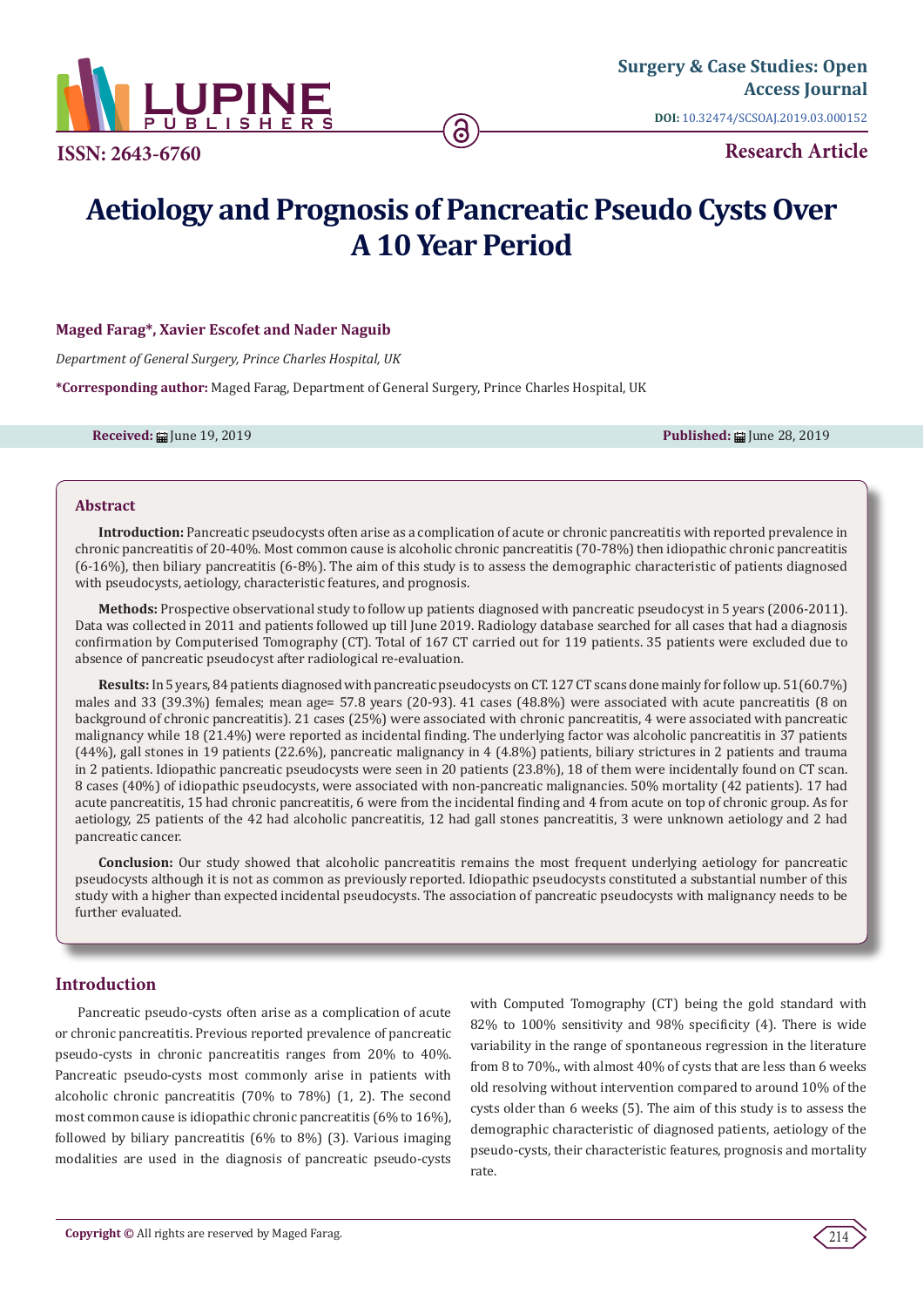# Aetiology and Prognosis of Pancreatic Pseudo Cysts Over A 10 Year Period

**Maged Farag*, Xavier Escofet and Nader Naguib**

*Department of General Surgery, Prince Charles Hospital, UK*

**\*Corresponding author:** Maged Farag, Department of General Surgery, Prince Charles Hospital, UK

**Received:** June 19, 2019 **Published:** June 28, 2019

## Abstract

**Introduction:** Pancreatic pseudocysts often arise as a complication of acute or chronic pancreatitis with reported prevalence in chronic pancreatitis of 20-40%. Most common cause is alcoholic chronic pancreatitis (70-78%) then idiopathic chronic pancreatitis (6-16%), then biliary pancreatitis (6-8%). The aim of this study is to assess the demographic characteristic of patients diagnosed with pseudocysts, aetiology, characteristic features, and prognosis.

**Methods:** Prospective observational study to follow up patients diagnosed with pancreatic pseudocyst in 5 years (2006-2011). Data was collected in 2011 and patients followed up till June 2019. Radiology database searched for all cases that had a diagnosis confirmation by Computerised Tomography (CT). Total of 167 CT carried out for 119 patients. 35 patients were excluded due to absence of pancreatic pseudocyst after radiological re-evaluation.

**Results:** In 5 years, 84 patients diagnosed with pancreatic pseudocysts on CT. 127 CT scans done mainly for follow up. 51(60.7%) males and 33 (39.3%) females; mean age= 57.8 years (20-93). 41 cases (48.8%) were associated with acute pancreatitis (8 on background of chronic pancreatitis). 21 cases (25%) were associated with chronic pancreatitis, 4 were associated with pancreatic malignancy while 18 (21.4%) were reported as incidental finding. The underlying factor was alcoholic pancreatitis in 37 patients (44%), gall stones in 19 patients (22.6%), pancreatic malignancy in 4 (4.8%) patients, biliary strictures in 2 patients and trauma in 2 patients. Idiopathic pancreatic pseudocysts were seen in 20 patients (23.8%), 18 of them were incidentally found on CT scan. 8 cases (40%) of idiopathic pseudocysts, were associated with non-pancreatic malignancies. 50% mortality (42 patients). 17 had acute pancreatitis, 15 had chronic pancreatitis, 6 were from the incidental finding and 4 from acute on top of chronic group. As for aetiology, 25 patients of the 42 had alcoholic pancreatitis, 12 had gall stones pancreatitis, 3 were unknown aetiology and 2 had pancreatic cancer.

**Conclusion:** Our study showed that alcoholic pancreatitis remains the most frequent underlying aetiology for pancreatic pseudocysts although it is not as common as previously reported. Idiopathic pseudocysts constituted a substantial number of this study with a higher than expected incidental pseudocysts. The association of pancreatic pseudocysts with malignancy needs to be further evaluated.

## Introduction

Pancreatic pseudo-cysts often arise as a complication of acute or chronic pancreatitis. Previous reported prevalence of pancreatic pseudo-cysts in chronic pancreatitis ranges from 20% to 40%. Pancreatic pseudo-cysts most commonly arise in patients with alcoholic chronic pancreatitis (70% to 78%) (1, 2). The second most common cause is idiopathic chronic pancreatitis (6% to 16%), followed by biliary pancreatitis (6% to 8%) (3). Various imaging modalities are used in the diagnosis of pancreatic pseudo-cysts with Computed Tomography (CT) being the gold standard with 82% to 100% sensitivity and 98% specificity (4). There is wide variability in the range of spontaneous regression in the literature from 8 to 70%., with almost 40% of cysts that are less than 6 weeks old resolving without intervention compared to around 10% of the cysts older than 6 weeks (5). The aim of this study is to assess the demographic characteristic of diagnosed patients, aetiology of the pseudo-cysts, their characteristic features, prognosis and mortality rate.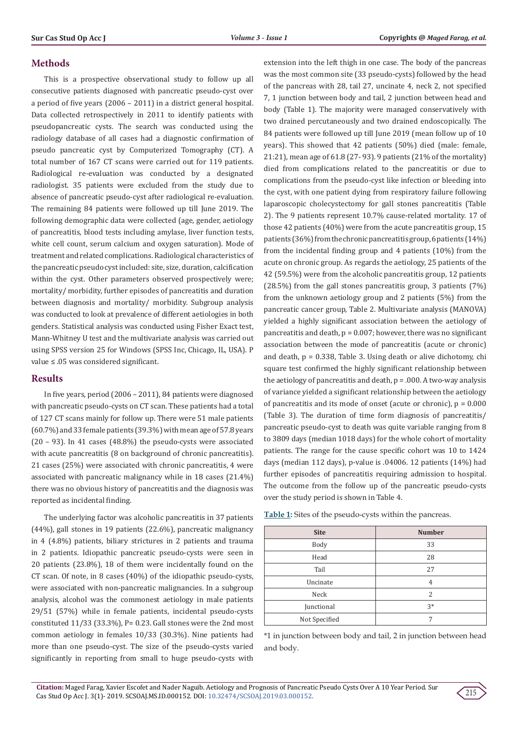## Methods

This is a prospective observational study to follow up all consecutive patients diagnosed with pancreatic pseudo-cyst over a period of five years (2006 – 2011) in a district general hospital. Data collected retrospectively in 2011 to identify patients with pseudopancreatic cysts. The search was conducted using the radiology database of all cases had a diagnostic confirmation of pseudo pancreatic cyst by Computerized Tomography (CT). A total number of 167 CT scans were carried out for 119 patients. Radiological re-evaluation was conducted by a designated radiologist. 35 patients were excluded from the study due to absence of pancreatic pseudo-cyst after radiological re-evaluation. The remaining 84 patients were followed up till June 2019. The following demographic data were collected (age, gender, aetiology of pancreatitis, blood tests including amylase, liver function tests, white cell count, serum calcium and oxygen saturation). Mode of treatment and related complications. Radiological characteristics of the pancreatic pseudo cyst included: site, size, duration, calcification within the cyst. Other parameters observed prospectively were; mortality/ morbidity, further episodes of pancreatitis and duration between diagnosis and mortality/ morbidity. Subgroup analysis was conducted to look at prevalence of different aetiologies in both genders. Statistical analysis was conducted using Fisher Exact test, Mann-Whitney U test and the multivariate analysis was carried out using SPSS version 25 for Windows (SPSS Inc, Chicago, IL, USA). P value ≤ .05 was considered significant.

## Results

In five years, period (2006 – 2011), 84 patients were diagnosed with pancreatic pseudo-cysts on CT scan. These patients had a total of 127 CT scans mainly for follow up. There were 51 male patients (60.7%) and 33 female patients (39.3%) with mean age of 57.8 years (20 – 93). In 41 cases (48.8%) the pseudo-cysts were associated with acute pancreatitis (8 on background of chronic pancreatitis). 21 cases (25%) were associated with chronic pancreatitis, 4 were associated with pancreatic malignancy while in 18 cases (21.4%) there was no obvious history of pancreatitis and the diagnosis was reported as incidental finding.

The underlying factor was alcoholic pancreatitis in 37 patients (44%), gall stones in 19 patients (22.6%), pancreatic malignancy in 4 (4.8%) patients, biliary strictures in 2 patients and trauma in 2 patients. Idiopathic pancreatic pseudo-cysts were seen in 20 patients (23.8%), 18 of them were incidentally found on the CT scan. Of note, in 8 cases (40%) of the idiopathic pseudo-cysts, were associated with non-pancreatic malignancies. In a subgroup analysis, alcohol was the commonest aetiology in male patients 29/51 (57%) while in female patients, incidental pseudo-cysts constituted 11/33 (33.3%), P= 0.23. Gall stones were the 2nd most common aetiology in females 10/33 (30.3%). Nine patients had more than one pseudo-cyst. The size of the pseudo-cysts varied significantly in reporting from small to huge pseudo-cysts with extension into the left thigh in one case. The body of the pancreas was the most common site (33 pseudo-cysts) followed by the head of the pancreas with 28, tail 27, uncinate 4, neck 2, not specified 7, 1 junction between body and tail, 2 junction between head and body (Table 1). The majority were managed conservatively with two drained percutaneously and two drained endoscopically. The 84 patients were followed up till June 2019 (mean follow up of 10 years). This showed that 42 patients (50%) died (male: female, 21:21), mean age of 61.8 (27- 93). 9 patients (21% of the mortality) died from complications related to the pancreatitis or due to complications from the pseudo-cyst like infection or bleeding into the cyst, with one patient dying from respiratory failure following laparoscopic cholecystectomy for gall stones pancreatitis (Table 2). The 9 patients represent 10.7% cause-related mortality. 17 of those 42 patients (40%) were from the acute pancreatitis group, 15 patients (36%) from the chronic pancreatitis group, 6 patients (14%) from the incidental finding group and 4 patients (10%) from the acute on chronic group. As regards the aetiology, 25 patients of the 42 (59.5%) were from the alcoholic pancreatitis group, 12 patients (28.5%) from the gall stones pancreatitis group, 3 patients (7%) from the unknown aetiology group and 2 patients (5%) from the pancreatic cancer group, Table 2. Multivariate analysis (MANOVA) yielded a highly significant association between the aetiology of pancreatitis and death, p = 0.007; however, there was no significant association between the mode of pancreatitis (acute or chronic) and death, p = 0.338, Table 3. Using death or alive dichotomy, chi square test confirmed the highly significant relationship between the aetiology of pancreatitis and death, p = .000. A two-way analysis of variance yielded a significant relationship between the aetiology of pancreatitis and its mode of onset (acute or chronic), p = 0.000 (Table 3). The duration of time form diagnosis of pancreatitis/ pancreatic pseudo-cyst to death was quite variable ranging from 8 to 3809 days (median 1018 days) for the whole cohort of mortality patients. The range for the cause specific cohort was 10 to 1424 days (median 112 days), p-value is .04006. 12 patients (14%) had further episodes of pancreatitis requiring admission to hospital. The outcome from the follow up of the pancreatic pseudo-cysts over the study period is shown in Table 4.

**Table 1:** Sites of the pseudo-cysts within the pancreas.

| Site | Number |
|---|---|
| Body | 33 |
| Head | 28 |
| Tail | 27 |
| Uncinate | 4 |
| Neck | 2 |
| Junctional | 3* |
| Not Specified | 7 |

*1 in junction between body and tail, 2 in junction between head and body.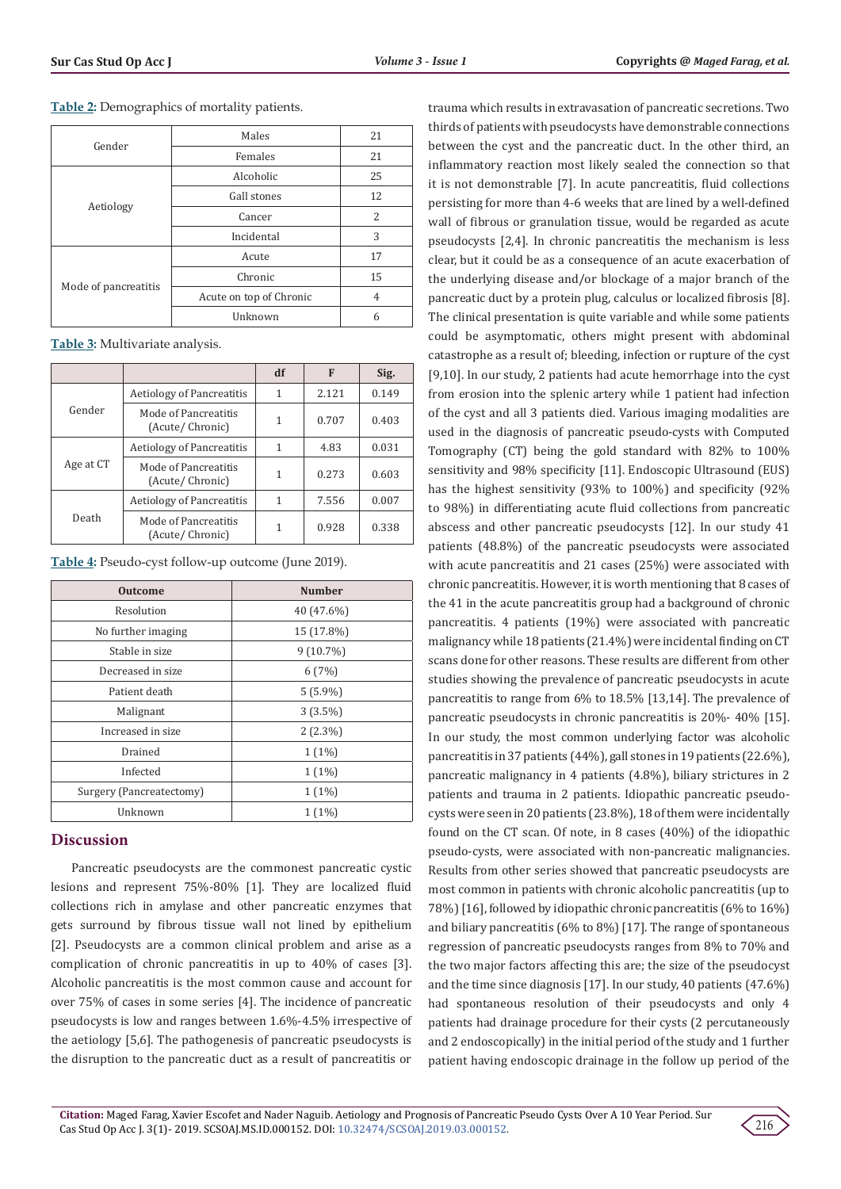**Table 2:** Demographics of mortality patients.

| | | |
|---|---|---|
| Gender | Males | 21 |
| | Females | 21 |
| Aetiology | Alcoholic | 25 |
| | Gall stones | 12 |
| | Cancer | 2 |
| | Incidental | 3 |
| Mode of pancreatitis | Acute | 17 |
| | Chronic | 15 |
| | Acute on top of Chronic | 4 |
| | Unknown | 6 |

**Table 3:** Multivariate analysis.

| | | df | F | Sig. |
|---|---|---|---|---|
| Gender | Aetiology of Pancreatitis | 1 | 2.121 | 0.149 |
| | Mode of Pancreatitis (Acute/ Chronic) | 1 | 0.707 | 0.403 |
| Age at CT | Aetiology of Pancreatitis | 1 | 4.83 | 0.031 |
| | Mode of Pancreatitis (Acute/ Chronic) | 1 | 0.273 | 0.603 |
| Death | Aetiology of Pancreatitis | 1 | 7.556 | 0.007 |
| | Mode of Pancreatitis (Acute/ Chronic) | 1 | 0.928 | 0.338 |

**Table 4:** Pseudo-cyst follow-up outcome (June 2019).

| Outcome | Number |
|---|---|
| Resolution | 40 (47.6%) |
| No further imaging | 15 (17.8%) |
| Stable in size | 9 (10.7%) |
| Decreased in size | 6 (7%) |
| Patient death | 5 (5.9%) |
| Malignant | 3 (3.5%) |
| Increased in size | 2 (2.3%) |
| Drained | 1 (1%) |
| Infected | 1 (1%) |
| Surgery (Pancreatectomy) | 1 (1%) |
| Unknown | 1 (1%) |

## Discussion

Pancreatic pseudocysts are the commonest pancreatic cystic lesions and represent 75%-80% [1]. They are localized fluid collections rich in amylase and other pancreatic enzymes that gets surround by fibrous tissue wall not lined by epithelium [2]. Pseudocysts are a common clinical problem and arise as a complication of chronic pancreatitis in up to 40% of cases [3]. Alcoholic pancreatitis is the most common cause and account for over 75% of cases in some series [4]. The incidence of pancreatic pseudocysts is low and ranges between 1.6%-4.5% irrespective of the aetiology [5,6]. The pathogenesis of pancreatic pseudocysts is the disruption to the pancreatic duct as a result of pancreatitis or trauma which results in extravasation of pancreatic secretions. Two thirds of patients with pseudocysts have demonstrable connections between the cyst and the pancreatic duct. In the other third, an inflammatory reaction most likely sealed the connection so that it is not demonstrable [7]. In acute pancreatitis, fluid collections persisting for more than 4-6 weeks that are lined by a well-defined wall of fibrous or granulation tissue, would be regarded as acute pseudocysts [2,4]. In chronic pancreatitis the mechanism is less clear, but it could be as a consequence of an acute exacerbation of the underlying disease and/or blockage of a major branch of the pancreatic duct by a protein plug, calculus or localized fibrosis [8]. The clinical presentation is quite variable and while some patients could be asymptomatic, others might present with abdominal catastrophe as a result of; bleeding, infection or rupture of the cyst [9,10]. In our study, 2 patients had acute hemorrhage into the cyst from erosion into the splenic artery while 1 patient had infection of the cyst and all 3 patients died. Various imaging modalities are used in the diagnosis of pancreatic pseudo-cysts with Computed Tomography (CT) being the gold standard with 82% to 100% sensitivity and 98% specificity [11]. Endoscopic Ultrasound (EUS) has the highest sensitivity (93% to 100%) and specificity (92% to 98%) in differentiating acute fluid collections from pancreatic abscess and other pancreatic pseudocysts [12]. In our study 41 patients (48.8%) of the pancreatic pseudocysts were associated with acute pancreatitis and 21 cases (25%) were associated with chronic pancreatitis. However, it is worth mentioning that 8 cases of the 41 in the acute pancreatitis group had a background of chronic pancreatitis. 4 patients (19%) were associated with pancreatic malignancy while 18 patients (21.4%) were incidental finding on CT scans done for other reasons. These results are different from other studies showing the prevalence of pancreatic pseudocysts in acute pancreatitis to range from 6% to 18.5% [13,14]. The prevalence of pancreatic pseudocysts in chronic pancreatitis is 20%- 40% [15]. In our study, the most common underlying factor was alcoholic pancreatitis in 37 patients (44%), gall stones in 19 patients (22.6%), pancreatic malignancy in 4 patients (4.8%), biliary strictures in 2 patients and trauma in 2 patients. Idiopathic pancreatic pseudo-cysts were seen in 20 patients (23.8%), 18 of them were incidentally found on the CT scan. Of note, in 8 cases (40%) of the idiopathic pseudo-cysts, were associated with non-pancreatic malignancies. Results from other series showed that pancreatic pseudocysts are most common in patients with chronic alcoholic pancreatitis (up to 78%) [16], followed by idiopathic chronic pancreatitis (6% to 16%) and biliary pancreatitis (6% to 8%) [17]. The range of spontaneous regression of pancreatic pseudocysts ranges from 8% to 70% and the two major factors affecting this are; the size of the pseudocyst and the time since diagnosis [17]. In our study, 40 patients (47.6%) had spontaneous resolution of their pseudocysts and only 4 patients had drainage procedure for their cysts (2 percutaneously and 2 endoscopically) in the initial period of the study and 1 further patient having endoscopic drainage in the follow up period of the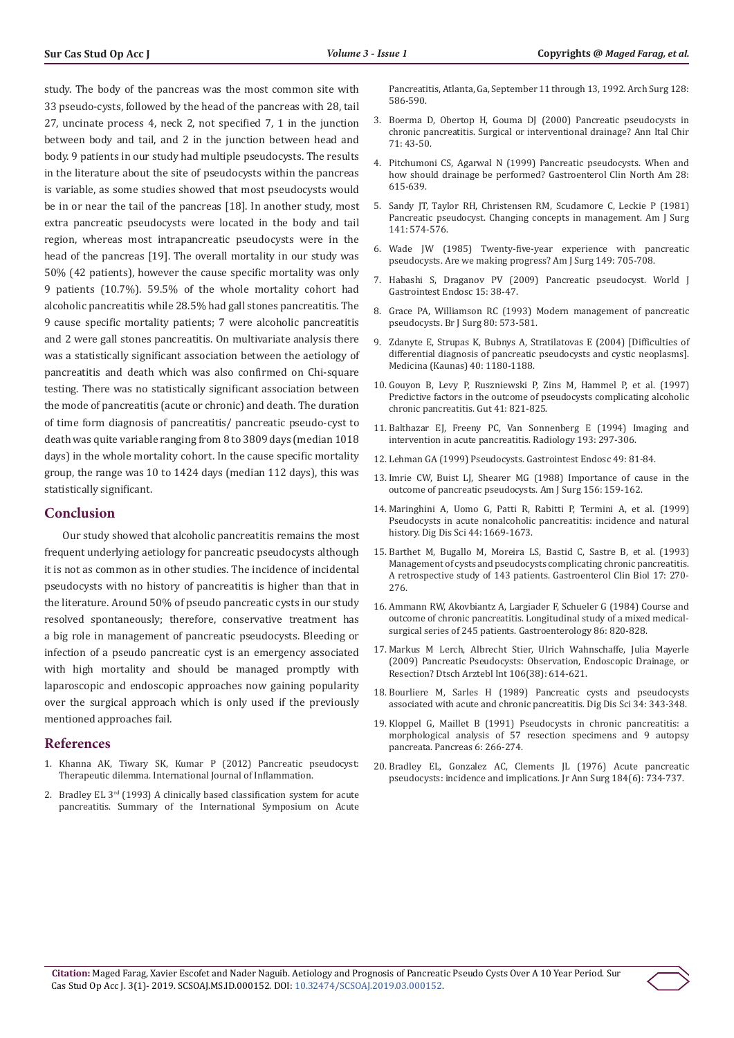study. The body of the pancreas was the most common site with 33 pseudo-cysts, followed by the head of the pancreas with 28, tail 27, uncinate process 4, neck 2, not specified 7, 1 in the junction between body and tail, and 2 in the junction between head and body. 9 patients in our study had multiple pseudocysts. The results in the literature about the site of pseudocysts within the pancreas is variable, as some studies showed that most pseudocysts would be in or near the tail of the pancreas [18]. In another study, most extra pancreatic pseudocysts were located in the body and tail region, whereas most intrapancreatic pseudocysts were in the head of the pancreas [19]. The overall mortality in our study was 50% (42 patients), however the cause specific mortality was only 9 patients (10.7%). 59.5% of the whole mortality cohort had alcoholic pancreatitis while 28.5% had gall stones pancreatitis. The 9 cause specific mortality patients; 7 were alcoholic pancreatitis and 2 were gall stones pancreatitis. On multivariate analysis there was a statistically significant association between the aetiology of pancreatitis and death which was also confirmed on Chi-square testing. There was no statistically significant association between the mode of pancreatitis (acute or chronic) and death. The duration of time form diagnosis of pancreatitis/ pancreatic pseudo-cyst to death was quite variable ranging from 8 to 3809 days (median 1018 days) in the whole mortality cohort. In the cause specific mortality group, the range was 10 to 1424 days (median 112 days), this was statistically significant.

## Conclusion

Our study showed that alcoholic pancreatitis remains the most frequent underlying aetiology for pancreatic pseudocysts although it is not as common as in other studies. The incidence of incidental pseudocysts with no history of pancreatitis is higher than that in the literature. Around 50% of pseudo pancreatic cysts in our study resolved spontaneously; therefore, conservative treatment has a big role in management of pancreatic pseudocysts. Bleeding or infection of a pseudo pancreatic cyst is an emergency associated with high mortality and should be managed promptly with laparoscopic and endoscopic approaches now gaining popularity over the surgical approach which is only used if the previously mentioned approaches fail.

## References

1. Khanna AK, Tiwary SK, Kumar P (2012) Pancreatic pseudocyst: Therapeutic dilemma. International Journal of Inflammation.
2. Bradley EL 3rd (1993) A clinically based classification system for acute pancreatitis. Summary of the International Symposium on Acute Pancreatitis, Atlanta, Ga, September 11 through 13, 1992. Arch Surg 128: 586-590.
3. Boerma D, Obertop H, Gouma DJ (2000) Pancreatic pseudocysts in chronic pancreatitis. Surgical or interventional drainage? Ann Ital Chir 71: 43-50.
4. Pitchumoni CS, Agarwal N (1999) Pancreatic pseudocysts. When and how should drainage be performed? Gastroenterol Clin North Am 28: 615-639.
5. Sandy JT, Taylor RH, Christensen RM, Scudamore C, Leckie P (1981) Pancreatic pseudocyst. Changing concepts in management. Am J Surg 141: 574-576.
6. Wade JW (1985) Twenty-five-year experience with pancreatic pseudocysts. Are we making progress? Am J Surg 149: 705-708.
7. Habashi S, Draganov PV (2009) Pancreatic pseudocyst. World J Gastrointest Endosc 15: 38-47.
8. Grace PA, Williamson RC (1993) Modern management of pancreatic pseudocysts. Br J Surg 80: 573-581.
9. Zdanyte E, Strupas K, Bubnys A, Stratilatovas E (2004) [Difficulties of differential diagnosis of pancreatic pseudocysts and cystic neoplasms]. Medicina (Kaunas) 40: 1180-1188.
10. Gouyon B, Levy P, Ruszniewski P, Zins M, Hammel P, et al. (1997) Predictive factors in the outcome of pseudocysts complicating alcoholic chronic pancreatitis. Gut 41: 821-825.
11. Balthazar EJ, Freeny PC, Van Sonnenberg E (1994) Imaging and intervention in acute pancreatitis. Radiology 193: 297-306.
12. Lehman GA (1999) Pseudocysts. Gastrointest Endosc 49: 81-84.
13. Imrie CW, Buist LJ, Shearer MG (1988) Importance of cause in the outcome of pancreatic pseudocysts. Am J Surg 156: 159-162.
14. Maringhini A, Uomo G, Patti R, Rabitti P, Termini A, et al. (1999) Pseudocysts in acute nonalcoholic pancreatitis: incidence and natural history. Dig Dis Sci 44: 1669-1673.
15. Barthet M, Bugallo M, Moreira LS, Bastid C, Sastre B, et al. (1993) Management of cysts and pseudocysts complicating chronic pancreatitis. A retrospective study of 143 patients. Gastroenterol Clin Biol 17: 270-276.
16. Ammann RW, Akovbiantz A, Largiader F, Schueler G (1984) Course and outcome of chronic pancreatitis. Longitudinal study of a mixed medical-surgical series of 245 patients. Gastroenterology 86: 820-828.
17. Markus M Lerch, Albrecht Stier, Ulrich Wahnschaffe, Julia Mayerle (2009) Pancreatic Pseudocysts: Observation, Endoscopic Drainage, or Resection? Dtsch Arztebl Int 106(38): 614-621.
18. Bourliere M, Sarles H (1989) Pancreatic cysts and pseudocysts associated with acute and chronic pancreatitis. Dig Dis Sci 34: 343-348.
19. Kloppel G, Maillet B (1991) Pseudocysts in chronic pancreatitis: a morphological analysis of 57 resection specimens and 9 autopsy pancreata. Pancreas 6: 266-274.
20. Bradley EL, Gonzalez AC, Clements JL (1976) Acute pancreatic pseudocysts: incidence and implications. Jr Ann Surg 184(6): 734-737.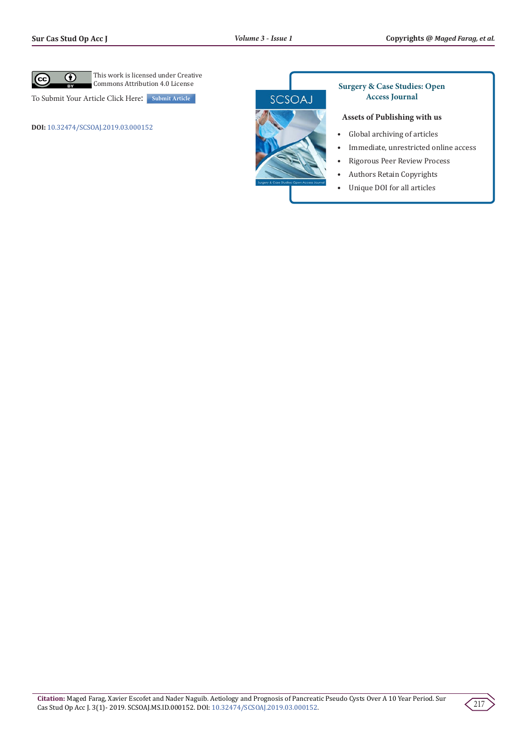This work is licensed under Creative Commons Attribution 4.0 License

To Submit Your Article Click Here: Submit Article

**DOI:** 10.32474/SCSOAJ.2019.03.000152

SCSOAJ

**Surgery & Case Studies: Open Access Journal**

**Assets of Publishing with us**

- Global archiving of articles
- Immediate, unrestricted online access
- Rigorous Peer Review Process
- Authors Retain Copyrights
- Unique DOI for all articles

**Citation:** Maged Farag, Xavier Escofet and Nader Naguib. Aetiology and Prognosis of Pancreatic Pseudo Cysts Over A 10 Year Period. Sur Cas Stud Op Acc J. 3(1)- 2019. SCSOAJ.MS.ID.000152. DOI: 10.32474/SCSOAJ.2019.03.000152.